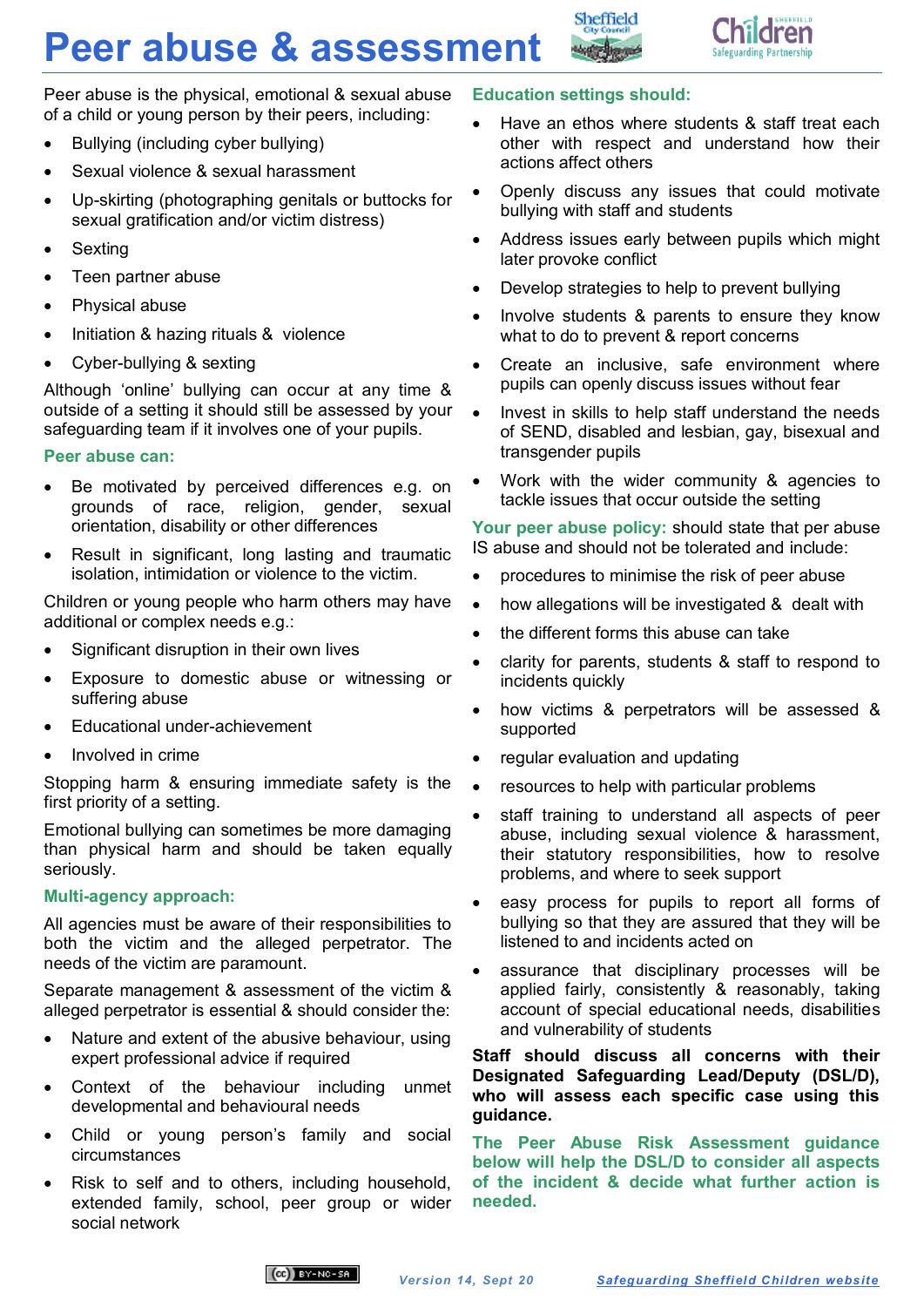# Peer abuse & assessment

Peer abuse is the physical, emotional & sexual abuse of a child or young person by their peers, including:

- Bullying (including cyber bullying)
- Sexual violence & sexual harassment
- Up-skirting (photographing genitals or buttocks for sexual gratification and/or victim distress)
- Sexting
- Teen partner abuse
- Physical abuse
- Initiation & hazing rituals & violence
- Cyber-bullying & sexting

Although 'online' bullying can occur at any time & outside of a setting it should still be assessed by your safeguarding team if it involves one of your pupils.

## Peer abuse can:

- Be motivated by perceived differences e.g. on grounds of race, religion, gender, sexual orientation, disability or other differences
- Result in significant, long lasting and traumatic isolation, intimidation or violence to the victim.

Children or young people who harm others may have additional or complex needs e.g.:

- Significant disruption in their own lives
- Exposure to domestic abuse or witnessing or suffering abuse
- Educational under-achievement
- Involved in crime

Stopping harm & ensuring immediate safety is the first priority of a setting.

Emotional bullying can sometimes be more damaging than physical harm and should be taken equally seriously.

## Multi-agency approach:

All agencies must be aware of their responsibilities to both the victim and the alleged perpetrator. The needs of the victim are paramount.

Separate management & assessment of the victim & alleged perpetrator is essential & should consider the:

- Nature and extent of the abusive behaviour, using expert professional advice if required
- Context of the behaviour including unmet developmental and behavioural needs
- Child or young person's family and social circumstances
- Risk to self and to others, including household, extended family, school, peer group or wider social network

## Education settings should:

- Have an ethos where students & staff treat each other with respect and understand how their actions affect others
- Openly discuss any issues that could motivate bullying with staff and students
- Address issues early between pupils which might later provoke conflict
- Develop strategies to help to prevent bullying
- Involve students & parents to ensure they know what to do to prevent & report concerns
- Create an inclusive, safe environment where pupils can openly discuss issues without fear
- Invest in skills to help staff understand the needs of SEND, disabled and lesbian, gay, bisexual and transgender pupils
- Work with the wider community & agencies to tackle issues that occur outside the setting

**Your peer abuse policy:** should state that per abuse IS abuse and should not be tolerated and include:

- procedures to minimise the risk of peer abuse
- how allegations will be investigated & dealt with
- the different forms this abuse can take
- clarity for parents, students & staff to respond to incidents quickly
- how victims & perpetrators will be assessed & supported
- regular evaluation and updating
- resources to help with particular problems
- staff training to understand all aspects of peer abuse, including sexual violence & harassment, their statutory responsibilities, how to resolve problems, and where to seek support
- easy process for pupils to report all forms of bullying so that they are assured that they will be listened to and incidents acted on
- assurance that disciplinary processes will be applied fairly, consistently & reasonably, taking account of special educational needs, disabilities and vulnerability of students

**Staff should discuss all concerns with their Designated Safeguarding Lead/Deputy (DSL/D), who will assess each specific case using this guidance.**

**The Peer Abuse Risk Assessment guidance below will help the DSL/D to consider all aspects of the incident & decide what further action is needed.**

Version 14, Sept 20 — Safeguarding Sheffield Children website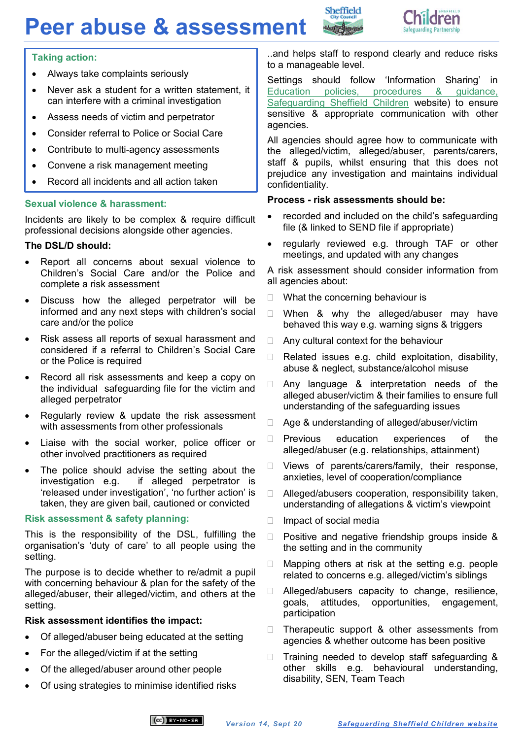# Peer abuse & assessment

**Taking action:**

- Always take complaints seriously
- Never ask a student for a written statement, it can interfere with a criminal investigation
- Assess needs of victim and perpetrator
- Consider referral to Police or Social Care
- Contribute to multi-agency assessments
- Convene a risk management meeting
- Record all incidents and all action taken

## Sexual violence & harassment:

Incidents are likely to be complex & require difficult professional decisions alongside other agencies.

**The DSL/D should:**

- Report all concerns about sexual violence to Children's Social Care and/or the Police and complete a risk assessment
- Discuss how the alleged perpetrator will be informed and any next steps with children's social care and/or the police
- Risk assess all reports of sexual harassment and considered if a referral to Children's Social Care or the Police is required
- Record all risk assessments and keep a copy on the individual safeguarding file for the victim and alleged perpetrator
- Regularly review & update the risk assessment with assessments from other professionals
- Liaise with the social worker, police officer or other involved practitioners as required
- The police should advise the setting about the investigation e.g. if alleged perpetrator is 'released under investigation', 'no further action' is taken, they are given bail, cautioned or convicted

## Risk assessment & safety planning:

This is the responsibility of the DSL, fulfilling the organisation's 'duty of care' to all people using the setting.

The purpose is to decide whether to re/admit a pupil with concerning behaviour & plan for the safety of the alleged/abuser, their alleged/victim, and others at the setting.

**Risk assessment identifies the impact:**

- Of alleged/abuser being educated at the setting
- For the alleged/victim if at the setting
- Of the alleged/abuser around other people
- Of using strategies to minimise identified risks

..and helps staff to respond clearly and reduce risks to a manageable level.

Settings should follow 'Information Sharing' in Education policies, procedures & guidance, Safeguarding Sheffield Children website) to ensure sensitive & appropriate communication with other agencies.

All agencies should agree how to communicate with the alleged/victim, alleged/abuser, parents/carers, staff & pupils, whilst ensuring that this does not prejudice any investigation and maintains individual confidentiality.

**Process - risk assessments should be:**

- recorded and included on the child's safeguarding file (& linked to SEND file if appropriate)
- regularly reviewed e.g. through TAF or other meetings, and updated with any changes

A risk assessment should consider information from all agencies about:

- What the concerning behaviour is
- When & why the alleged/abuser may have behaved this way e.g. warning signs & triggers
- Any cultural context for the behaviour
- Related issues e.g. child exploitation, disability, abuse & neglect, substance/alcohol misuse
- Any language & interpretation needs of the alleged abuser/victim & their families to ensure full understanding of the safeguarding issues
- Age & understanding of alleged/abuser/victim
- Previous education experiences of the alleged/abuser (e.g. relationships, attainment)
- Views of parents/carers/family, their response, anxieties, level of cooperation/compliance
- Alleged/abusers cooperation, responsibility taken, understanding of allegations & victim's viewpoint
- Impact of social media
- Positive and negative friendship groups inside & the setting and in the community
- Mapping others at risk at the setting e.g. people related to concerns e.g. alleged/victim's siblings
- Alleged/abusers capacity to change, resilience, goals, attitudes, opportunities, engagement, participation
- Therapeutic support & other assessments from agencies & whether outcome has been positive
- Training needed to develop staff safeguarding & other skills e.g. behavioural understanding, disability, SEN, Team Teach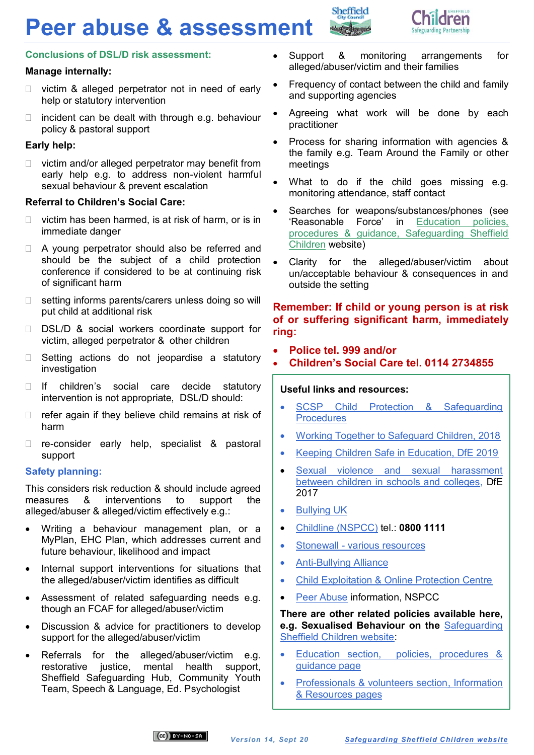# Peer abuse & assessment

### Conclusions of DSL/D risk assessment:

**Manage internally:**

- victim & alleged perpetrator not in need of early help or statutory intervention
- incident can be dealt with through e.g. behaviour policy & pastoral support

**Early help:**

- victim and/or alleged perpetrator may benefit from early help e.g. to address non-violent harmful sexual behaviour & prevent escalation

**Referral to Children's Social Care:**

- victim has been harmed, is at risk of harm, or is in immediate danger
- A young perpetrator should also be referred and should be the subject of a child protection conference if considered to be at continuing risk of significant harm
- setting informs parents/carers unless doing so will put child at additional risk
- DSL/D & social workers coordinate support for victim, alleged perpetrator & other children
- Setting actions do not jeopardise a statutory investigation
- If children's social care decide statutory intervention is not appropriate, DSL/D should:
- refer again if they believe child remains at risk of harm
- re-consider early help, specialist & pastoral support

### Safety planning:

This considers risk reduction & should include agreed measures & interventions to support the alleged/abuser & alleged/victim effectively e.g.:

- Writing a behaviour management plan, or a MyPlan, EHC Plan, which addresses current and future behaviour, likelihood and impact
- Internal support interventions for situations that the alleged/abuser/victim identifies as difficult
- Assessment of related safeguarding needs e.g. though an FCAF for alleged/abuser/victim
- Discussion & advice for practitioners to develop support for the alleged/abuser/victim
- Referrals for the alleged/abuser/victim e.g. restorative justice, mental health support, Sheffield Safeguarding Hub, Community Youth Team, Speech & Language, Ed. Psychologist
- Support & monitoring arrangements for alleged/abuser/victim and their families
- Frequency of contact between the child and family and supporting agencies
- Agreeing what work will be done by each practitioner
- Process for sharing information with agencies & the family e.g. Team Around the Family or other meetings
- What to do if the child goes missing e.g. monitoring attendance, staff contact
- Searches for weapons/substances/phones (see 'Reasonable Force' in Education policies, procedures & guidance, Safeguarding Sheffield Children website)
- Clarity for the alleged/abuser/victim about un/acceptable behaviour & consequences in and outside the setting

**Remember: If child or young person is at risk of or suffering significant harm, immediately ring:**

- **Police tel. 999 and/or**
- **Children's Social Care tel. 0114 2734855**

**Useful links and resources:**

- SCSP Child Protection & Safeguarding Procedures
- Working Together to Safeguard Children, 2018
- Keeping Children Safe in Education, DfE 2019
- Sexual violence and sexual harassment between children in schools and colleges, DfE 2017
- Bullying UK
- Childline (NSPCC) tel.: **0800 1111**
- Stonewall - various resources
- Anti-Bullying Alliance
- Child Exploitation & Online Protection Centre
- Peer Abuse information, NSPCC

**There are other related policies available here, e.g. Sexualised Behaviour on the** Safeguarding Sheffield Children website:

- Education section, policies, procedures & guidance page
- Professionals & volunteers section, Information & Resources pages